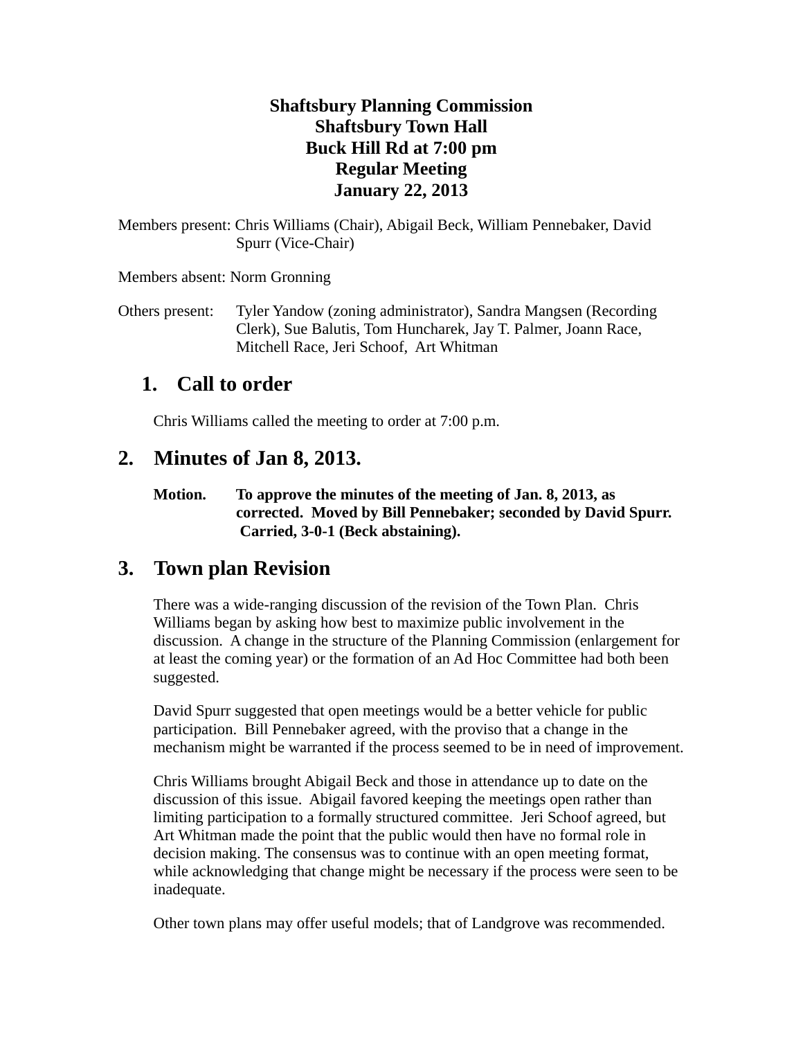**Shaftsbury Planning Commission**
**Shaftsbury Town Hall**
**Buck Hill Rd at 7:00 pm**
**Regular Meeting**
**January 22, 2013**

Members present: Chris Williams (Chair), Abigail Beck, William Pennebaker, David Spurr (Vice-Chair)

Members absent: Norm Gronning

Others present: Tyler Yandow (zoning administrator), Sandra Mangsen (Recording Clerk), Sue Balutis, Tom Huncharek, Jay T. Palmer, Joann Race, Mitchell Race, Jeri Schoof, Art Whitman

## 1. Call to order

Chris Williams called the meeting to order at 7:00 p.m.

## 2. Minutes of Jan 8, 2013.

**Motion. To approve the minutes of the meeting of Jan. 8, 2013, as corrected. Moved by Bill Pennebaker; seconded by David Spurr. Carried, 3-0-1 (Beck abstaining).**

## 3. Town plan Revision

There was a wide-ranging discussion of the revision of the Town Plan. Chris Williams began by asking how best to maximize public involvement in the discussion. A change in the structure of the Planning Commission (enlargement for at least the coming year) or the formation of an Ad Hoc Committee had both been suggested.

David Spurr suggested that open meetings would be a better vehicle for public participation. Bill Pennebaker agreed, with the proviso that a change in the mechanism might be warranted if the process seemed to be in need of improvement.

Chris Williams brought Abigail Beck and those in attendance up to date on the discussion of this issue. Abigail favored keeping the meetings open rather than limiting participation to a formally structured committee. Jeri Schoof agreed, but Art Whitman made the point that the public would then have no formal role in decision making. The consensus was to continue with an open meeting format, while acknowledging that change might be necessary if the process were seen to be inadequate.

Other town plans may offer useful models; that of Landgrove was recommended.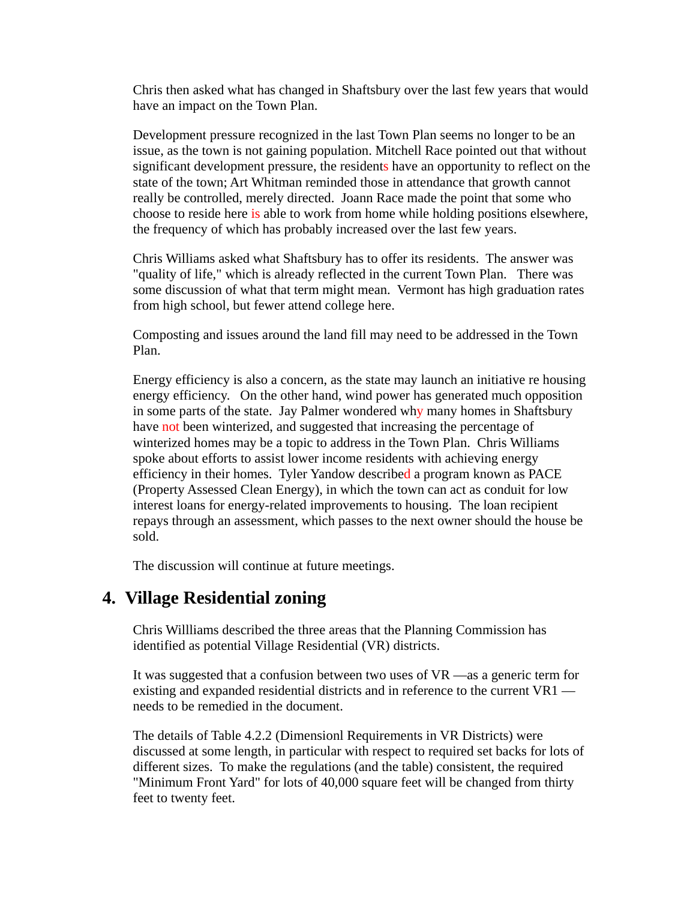Chris then asked what has changed in Shaftsbury over the last few years that would have an impact on the Town Plan.

Development pressure recognized in the last Town Plan seems no longer to be an issue, as the town is not gaining population. Mitchell Race pointed out that without significant development pressure, the residents have an opportunity to reflect on the state of the town; Art Whitman reminded those in attendance that growth cannot really be controlled, merely directed. Joann Race made the point that some who choose to reside here is able to work from home while holding positions elsewhere, the frequency of which has probably increased over the last few years.

Chris Williams asked what Shaftsbury has to offer its residents. The answer was "quality of life," which is already reflected in the current Town Plan. There was some discussion of what that term might mean. Vermont has high graduation rates from high school, but fewer attend college here.

Composting and issues around the land fill may need to be addressed in the Town Plan.

Energy efficiency is also a concern, as the state may launch an initiative re housing energy efficiency. On the other hand, wind power has generated much opposition in some parts of the state. Jay Palmer wondered why many homes in Shaftsbury have not been winterized, and suggested that increasing the percentage of winterized homes may be a topic to address in the Town Plan. Chris Williams spoke about efforts to assist lower income residents with achieving energy efficiency in their homes. Tyler Yandow described a program known as PACE (Property Assessed Clean Energy), in which the town can act as conduit for low interest loans for energy-related improvements to housing. The loan recipient repays through an assessment, which passes to the next owner should the house be sold.

The discussion will continue at future meetings.

## 4. Village Residential zoning

Chris Willliams described the three areas that the Planning Commission has identified as potential Village Residential (VR) districts.

It was suggested that a confusion between two uses of VR —as a generic term for existing and expanded residential districts and in reference to the current VR1 — needs to be remedied in the document.

The details of Table 4.2.2 (Dimensionl Requirements in VR Districts) were discussed at some length, in particular with respect to required set backs for lots of different sizes. To make the regulations (and the table) consistent, the required "Minimum Front Yard" for lots of 40,000 square feet will be changed from thirty feet to twenty feet.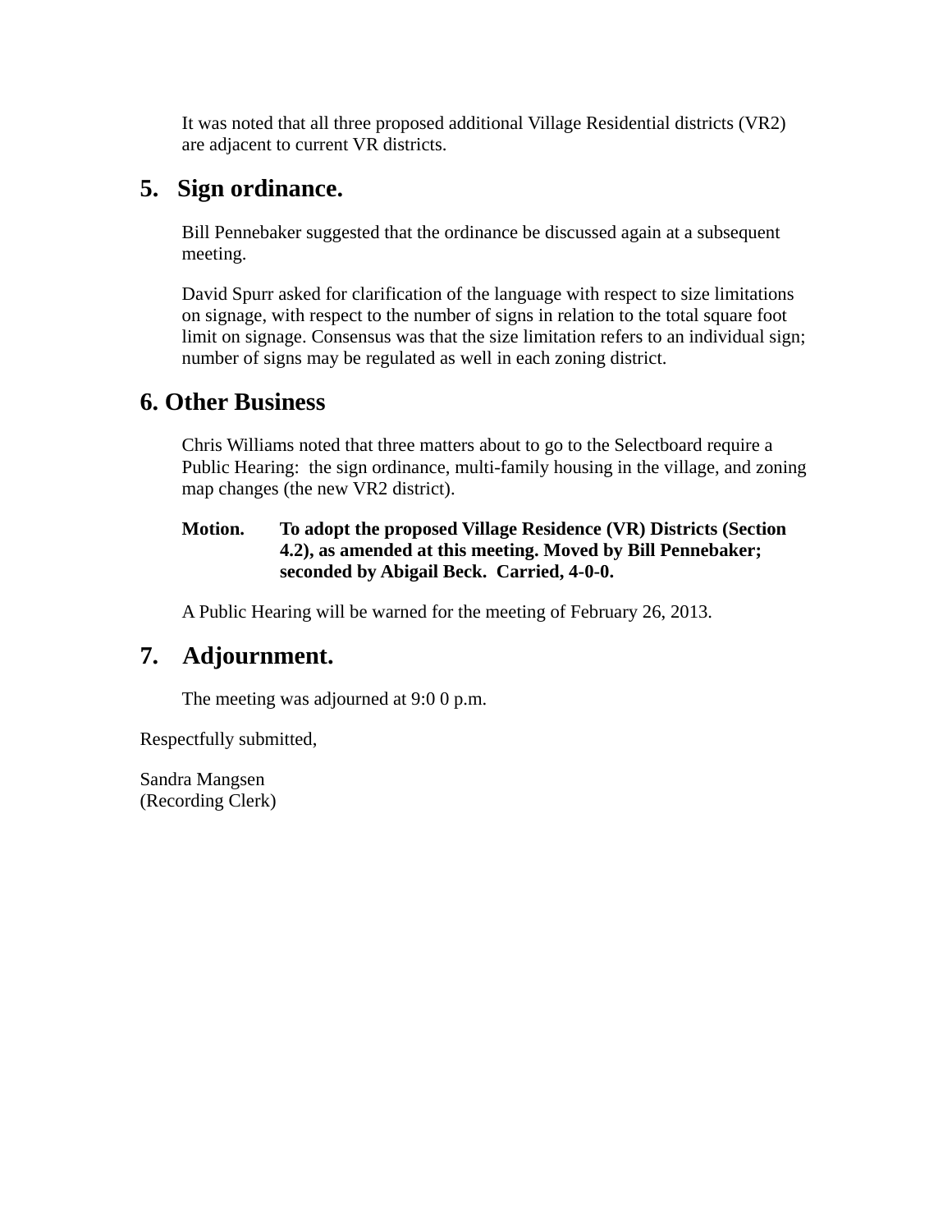It was noted that all three proposed additional Village Residential districts (VR2) are adjacent to current VR districts.

## 5. Sign ordinance.

Bill Pennebaker suggested that the ordinance be discussed again at a subsequent meeting.

David Spurr asked for clarification of the language with respect to size limitations on signage, with respect to the number of signs in relation to the total square foot limit on signage. Consensus was that the size limitation refers to an individual sign; number of signs may be regulated as well in each zoning district.

## 6. Other Business

Chris Williams noted that three matters about to go to the Selectboard require a Public Hearing: the sign ordinance, multi-family housing in the village, and zoning map changes (the new VR2 district).

**Motion.** **To adopt the proposed Village Residence (VR) Districts (Section 4.2), as amended at this meeting. Moved by Bill Pennebaker; seconded by Abigail Beck. Carried, 4-0-0.**

A Public Hearing will be warned for the meeting of February 26, 2013.

## 7. Adjournment.

The meeting was adjourned at 9:0 0 p.m.

Respectfully submitted,

Sandra Mangsen
(Recording Clerk)